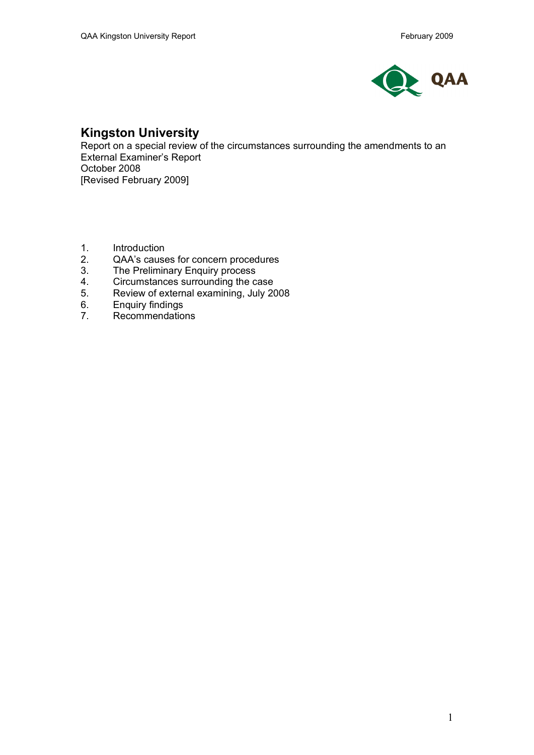# Kingston University

Report on a special review of the circumstances surrounding the amendments to an External Examiner's Report
October 2008
[Revised February 2009]

1. Introduction
2. QAA's causes for concern procedures
3. The Preliminary Enquiry process
4. Circumstances surrounding the case
5. Review of external examining, July 2008
6. Enquiry findings
7. Recommendations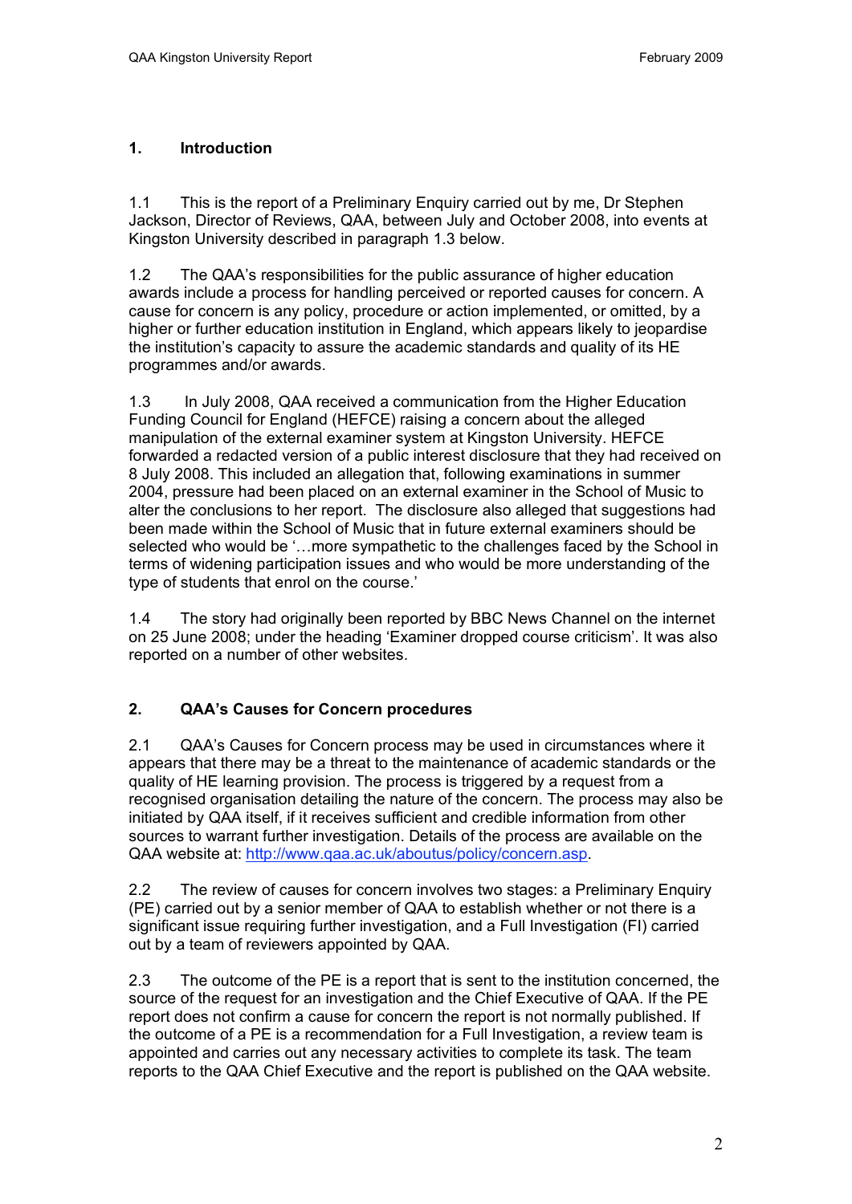## 1. Introduction

1.1 This is the report of a Preliminary Enquiry carried out by me, Dr Stephen Jackson, Director of Reviews, QAA, between July and October 2008, into events at Kingston University described in paragraph 1.3 below.

1.2 The QAA's responsibilities for the public assurance of higher education awards include a process for handling perceived or reported causes for concern. A cause for concern is any policy, procedure or action implemented, or omitted, by a higher or further education institution in England, which appears likely to jeopardise the institution's capacity to assure the academic standards and quality of its HE programmes and/or awards.

1.3 In July 2008, QAA received a communication from the Higher Education Funding Council for England (HEFCE) raising a concern about the alleged manipulation of the external examiner system at Kingston University. HEFCE forwarded a redacted version of a public interest disclosure that they had received on 8 July 2008. This included an allegation that, following examinations in summer 2004, pressure had been placed on an external examiner in the School of Music to alter the conclusions to her report. The disclosure also alleged that suggestions had been made within the School of Music that in future external examiners should be selected who would be '…more sympathetic to the challenges faced by the School in terms of widening participation issues and who would be more understanding of the type of students that enrol on the course.'

1.4 The story had originally been reported by BBC News Channel on the internet on 25 June 2008; under the heading 'Examiner dropped course criticism'. It was also reported on a number of other websites.

## 2. QAA's Causes for Concern procedures

2.1 QAA's Causes for Concern process may be used in circumstances where it appears that there may be a threat to the maintenance of academic standards or the quality of HE learning provision. The process is triggered by a request from a recognised organisation detailing the nature of the concern. The process may also be initiated by QAA itself, if it receives sufficient and credible information from other sources to warrant further investigation. Details of the process are available on the QAA website at: http://www.qaa.ac.uk/aboutus/policy/concern.asp.

2.2 The review of causes for concern involves two stages: a Preliminary Enquiry (PE) carried out by a senior member of QAA to establish whether or not there is a significant issue requiring further investigation, and a Full Investigation (FI) carried out by a team of reviewers appointed by QAA.

2.3 The outcome of the PE is a report that is sent to the institution concerned, the source of the request for an investigation and the Chief Executive of QAA. If the PE report does not confirm a cause for concern the report is not normally published. If the outcome of a PE is a recommendation for a Full Investigation, a review team is appointed and carries out any necessary activities to complete its task. The team reports to the QAA Chief Executive and the report is published on the QAA website.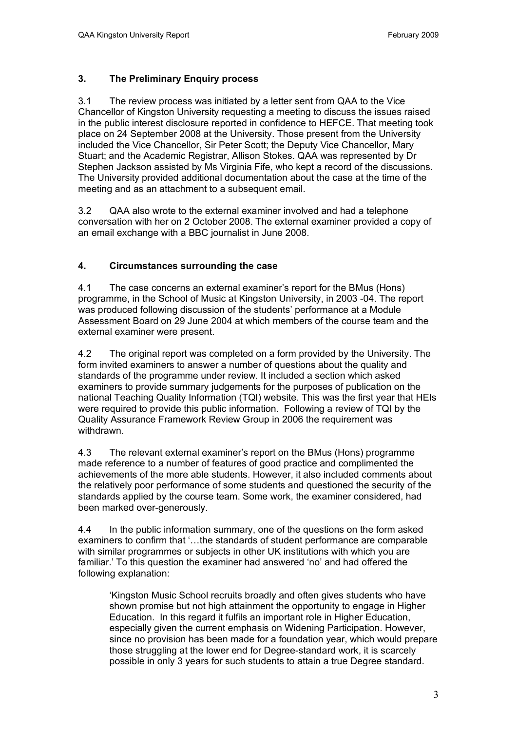## 3. The Preliminary Enquiry process

3.1 The review process was initiated by a letter sent from QAA to the Vice Chancellor of Kingston University requesting a meeting to discuss the issues raised in the public interest disclosure reported in confidence to HEFCE. That meeting took place on 24 September 2008 at the University. Those present from the University included the Vice Chancellor, Sir Peter Scott; the Deputy Vice Chancellor, Mary Stuart; and the Academic Registrar, Allison Stokes. QAA was represented by Dr Stephen Jackson assisted by Ms Virginia Fife, who kept a record of the discussions. The University provided additional documentation about the case at the time of the meeting and as an attachment to a subsequent email.

3.2 QAA also wrote to the external examiner involved and had a telephone conversation with her on 2 October 2008. The external examiner provided a copy of an email exchange with a BBC journalist in June 2008.

## 4. Circumstances surrounding the case

4.1 The case concerns an external examiner's report for the BMus (Hons) programme, in the School of Music at Kingston University, in 2003 -04. The report was produced following discussion of the students' performance at a Module Assessment Board on 29 June 2004 at which members of the course team and the external examiner were present.

4.2 The original report was completed on a form provided by the University. The form invited examiners to answer a number of questions about the quality and standards of the programme under review. It included a section which asked examiners to provide summary judgements for the purposes of publication on the national Teaching Quality Information (TQI) website. This was the first year that HEIs were required to provide this public information. Following a review of TQI by the Quality Assurance Framework Review Group in 2006 the requirement was withdrawn.

4.3 The relevant external examiner's report on the BMus (Hons) programme made reference to a number of features of good practice and complimented the achievements of the more able students. However, it also included comments about the relatively poor performance of some students and questioned the security of the standards applied by the course team. Some work, the examiner considered, had been marked over-generously.

4.4 In the public information summary, one of the questions on the form asked examiners to confirm that '…the standards of student performance are comparable with similar programmes or subjects in other UK institutions with which you are familiar.' To this question the examiner had answered 'no' and had offered the following explanation:

> 'Kingston Music School recruits broadly and often gives students who have shown promise but not high attainment the opportunity to engage in Higher Education. In this regard it fulfils an important role in Higher Education, especially given the current emphasis on Widening Participation. However, since no provision has been made for a foundation year, which would prepare those struggling at the lower end for Degree-standard work, it is scarcely possible in only 3 years for such students to attain a true Degree standard.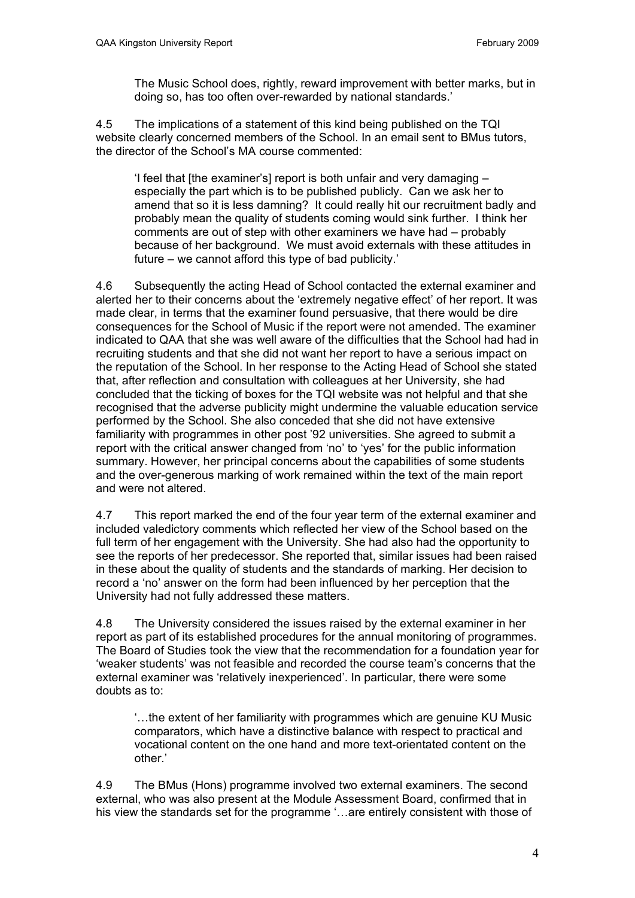> The Music School does, rightly, reward improvement with better marks, but in doing so, has too often over-rewarded by national standards.'

4.5 The implications of a statement of this kind being published on the TQI website clearly concerned members of the School. In an email sent to BMus tutors, the director of the School's MA course commented:

> 'I feel that [the examiner's] report is both unfair and very damaging – especially the part which is to be published publicly. Can we ask her to amend that so it is less damning? It could really hit our recruitment badly and probably mean the quality of students coming would sink further. I think her comments are out of step with other examiners we have had – probably because of her background. We must avoid externals with these attitudes in future – we cannot afford this type of bad publicity.'

4.6 Subsequently the acting Head of School contacted the external examiner and alerted her to their concerns about the 'extremely negative effect' of her report. It was made clear, in terms that the examiner found persuasive, that there would be dire consequences for the School of Music if the report were not amended. The examiner indicated to QAA that she was well aware of the difficulties that the School had had in recruiting students and that she did not want her report to have a serious impact on the reputation of the School. In her response to the Acting Head of School she stated that, after reflection and consultation with colleagues at her University, she had concluded that the ticking of boxes for the TQI website was not helpful and that she recognised that the adverse publicity might undermine the valuable education service performed by the School. She also conceded that she did not have extensive familiarity with programmes in other post '92 universities. She agreed to submit a report with the critical answer changed from 'no' to 'yes' for the public information summary. However, her principal concerns about the capabilities of some students and the over-generous marking of work remained within the text of the main report and were not altered.

4.7 This report marked the end of the four year term of the external examiner and included valedictory comments which reflected her view of the School based on the full term of her engagement with the University. She had also had the opportunity to see the reports of her predecessor. She reported that, similar issues had been raised in these about the quality of students and the standards of marking. Her decision to record a 'no' answer on the form had been influenced by her perception that the University had not fully addressed these matters.

4.8 The University considered the issues raised by the external examiner in her report as part of its established procedures for the annual monitoring of programmes. The Board of Studies took the view that the recommendation for a foundation year for 'weaker students' was not feasible and recorded the course team's concerns that the external examiner was 'relatively inexperienced'. In particular, there were some doubts as to:

> '…the extent of her familiarity with programmes which are genuine KU Music comparators, which have a distinctive balance with respect to practical and vocational content on the one hand and more text-orientated content on the other.'

4.9 The BMus (Hons) programme involved two external examiners. The second external, who was also present at the Module Assessment Board, confirmed that in his view the standards set for the programme '…are entirely consistent with those of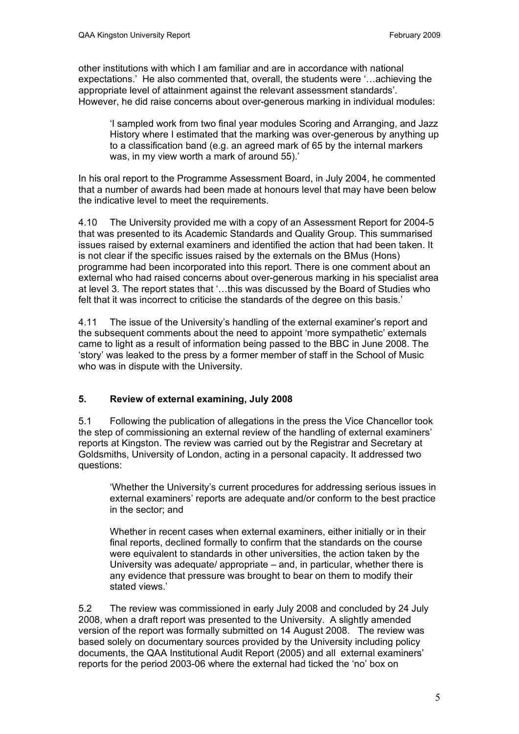other institutions with which I am familiar and are in accordance with national expectations.' He also commented that, overall, the students were '…achieving the appropriate level of attainment against the relevant assessment standards'. However, he did raise concerns about over-generous marking in individual modules:

> 'I sampled work from two final year modules Scoring and Arranging, and Jazz History where I estimated that the marking was over-generous by anything up to a classification band (e.g. an agreed mark of 65 by the internal markers was, in my view worth a mark of around 55).'

In his oral report to the Programme Assessment Board, in July 2004, he commented that a number of awards had been made at honours level that may have been below the indicative level to meet the requirements.

4.10 The University provided me with a copy of an Assessment Report for 2004-5 that was presented to its Academic Standards and Quality Group. This summarised issues raised by external examiners and identified the action that had been taken. It is not clear if the specific issues raised by the externals on the BMus (Hons) programme had been incorporated into this report. There is one comment about an external who had raised concerns about over-generous marking in his specialist area at level 3. The report states that '…this was discussed by the Board of Studies who felt that it was incorrect to criticise the standards of the degree on this basis.'

4.11 The issue of the University's handling of the external examiner's report and the subsequent comments about the need to appoint 'more sympathetic' externals came to light as a result of information being passed to the BBC in June 2008. The 'story' was leaked to the press by a former member of staff in the School of Music who was in dispute with the University.

## 5. Review of external examining, July 2008

5.1 Following the publication of allegations in the press the Vice Chancellor took the step of commissioning an external review of the handling of external examiners' reports at Kingston. The review was carried out by the Registrar and Secretary at Goldsmiths, University of London, acting in a personal capacity. It addressed two questions:

> 'Whether the University's current procedures for addressing serious issues in external examiners' reports are adequate and/or conform to the best practice in the sector; and
>
> Whether in recent cases when external examiners, either initially or in their final reports, declined formally to confirm that the standards on the course were equivalent to standards in other universities, the action taken by the University was adequate/ appropriate – and, in particular, whether there is any evidence that pressure was brought to bear on them to modify their stated views.'

5.2 The review was commissioned in early July 2008 and concluded by 24 July 2008, when a draft report was presented to the University. A slightly amended version of the report was formally submitted on 14 August 2008. The review was based solely on documentary sources provided by the University including policy documents, the QAA Institutional Audit Report (2005) and all external examiners' reports for the period 2003-06 where the external had ticked the 'no' box on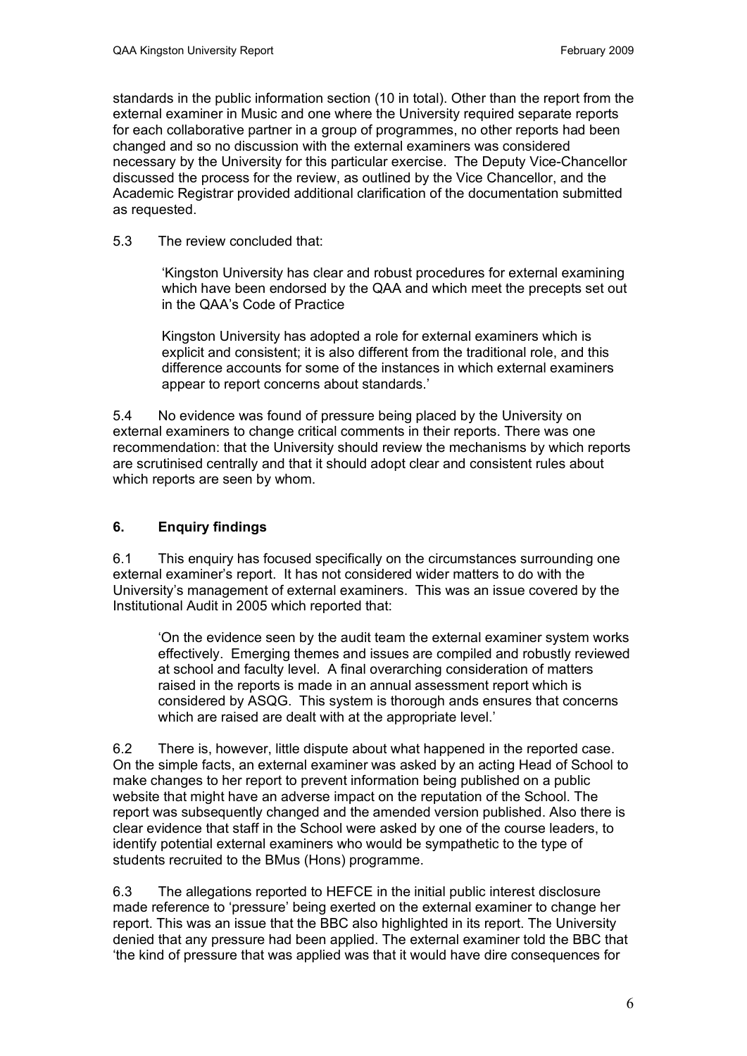standards in the public information section (10 in total). Other than the report from the external examiner in Music and one where the University required separate reports for each collaborative partner in a group of programmes, no other reports had been changed and so no discussion with the external examiners was considered necessary by the University for this particular exercise. The Deputy Vice-Chancellor discussed the process for the review, as outlined by the Vice Chancellor, and the Academic Registrar provided additional clarification of the documentation submitted as requested.

5.3 The review concluded that:

> 'Kingston University has clear and robust procedures for external examining which have been endorsed by the QAA and which meet the precepts set out in the QAA's Code of Practice
>
> Kingston University has adopted a role for external examiners which is explicit and consistent; it is also different from the traditional role, and this difference accounts for some of the instances in which external examiners appear to report concerns about standards.'

5.4 No evidence was found of pressure being placed by the University on external examiners to change critical comments in their reports. There was one recommendation: that the University should review the mechanisms by which reports are scrutinised centrally and that it should adopt clear and consistent rules about which reports are seen by whom.

## 6. Enquiry findings

6.1 This enquiry has focused specifically on the circumstances surrounding one external examiner's report. It has not considered wider matters to do with the University's management of external examiners. This was an issue covered by the Institutional Audit in 2005 which reported that:

> 'On the evidence seen by the audit team the external examiner system works effectively. Emerging themes and issues are compiled and robustly reviewed at school and faculty level. A final overarching consideration of matters raised in the reports is made in an annual assessment report which is considered by ASQG. This system is thorough ands ensures that concerns which are raised are dealt with at the appropriate level.'

6.2 There is, however, little dispute about what happened in the reported case. On the simple facts, an external examiner was asked by an acting Head of School to make changes to her report to prevent information being published on a public website that might have an adverse impact on the reputation of the School. The report was subsequently changed and the amended version published. Also there is clear evidence that staff in the School were asked by one of the course leaders, to identify potential external examiners who would be sympathetic to the type of students recruited to the BMus (Hons) programme.

6.3 The allegations reported to HEFCE in the initial public interest disclosure made reference to 'pressure' being exerted on the external examiner to change her report. This was an issue that the BBC also highlighted in its report. The University denied that any pressure had been applied. The external examiner told the BBC that 'the kind of pressure that was applied was that it would have dire consequences for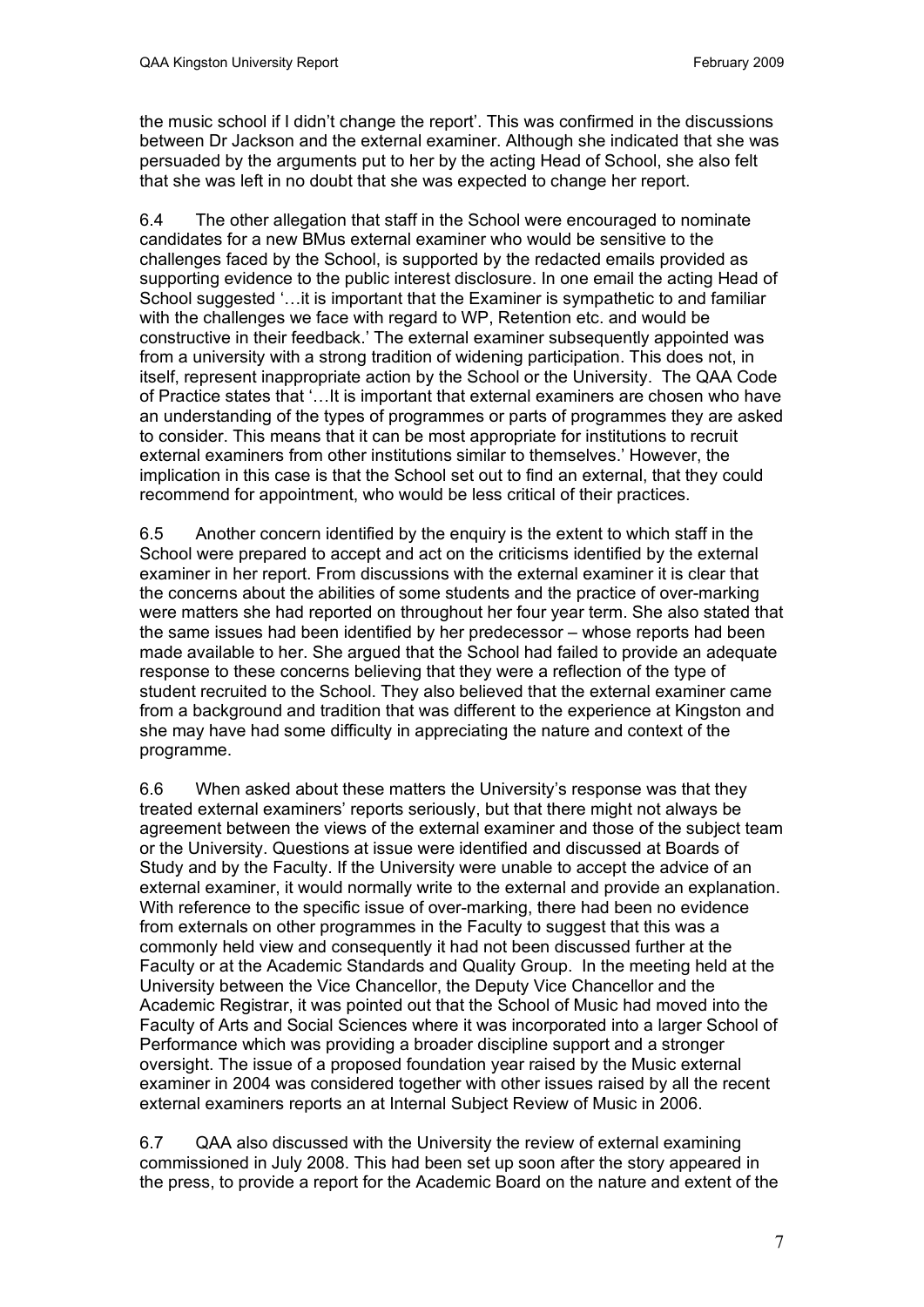the music school if I didn't change the report'. This was confirmed in the discussions between Dr Jackson and the external examiner. Although she indicated that she was persuaded by the arguments put to her by the acting Head of School, she also felt that she was left in no doubt that she was expected to change her report.

6.4 The other allegation that staff in the School were encouraged to nominate candidates for a new BMus external examiner who would be sensitive to the challenges faced by the School, is supported by the redacted emails provided as supporting evidence to the public interest disclosure. In one email the acting Head of School suggested '…it is important that the Examiner is sympathetic to and familiar with the challenges we face with regard to WP, Retention etc. and would be constructive in their feedback.' The external examiner subsequently appointed was from a university with a strong tradition of widening participation. This does not, in itself, represent inappropriate action by the School or the University. The QAA Code of Practice states that '…It is important that external examiners are chosen who have an understanding of the types of programmes or parts of programmes they are asked to consider. This means that it can be most appropriate for institutions to recruit external examiners from other institutions similar to themselves.' However, the implication in this case is that the School set out to find an external, that they could recommend for appointment, who would be less critical of their practices.

6.5 Another concern identified by the enquiry is the extent to which staff in the School were prepared to accept and act on the criticisms identified by the external examiner in her report. From discussions with the external examiner it is clear that the concerns about the abilities of some students and the practice of over-marking were matters she had reported on throughout her four year term. She also stated that the same issues had been identified by her predecessor – whose reports had been made available to her. She argued that the School had failed to provide an adequate response to these concerns believing that they were a reflection of the type of student recruited to the School. They also believed that the external examiner came from a background and tradition that was different to the experience at Kingston and she may have had some difficulty in appreciating the nature and context of the programme.

6.6 When asked about these matters the University's response was that they treated external examiners' reports seriously, but that there might not always be agreement between the views of the external examiner and those of the subject team or the University. Questions at issue were identified and discussed at Boards of Study and by the Faculty. If the University were unable to accept the advice of an external examiner, it would normally write to the external and provide an explanation. With reference to the specific issue of over-marking, there had been no evidence from externals on other programmes in the Faculty to suggest that this was a commonly held view and consequently it had not been discussed further at the Faculty or at the Academic Standards and Quality Group. In the meeting held at the University between the Vice Chancellor, the Deputy Vice Chancellor and the Academic Registrar, it was pointed out that the School of Music had moved into the Faculty of Arts and Social Sciences where it was incorporated into a larger School of Performance which was providing a broader discipline support and a stronger oversight. The issue of a proposed foundation year raised by the Music external examiner in 2004 was considered together with other issues raised by all the recent external examiners reports an at Internal Subject Review of Music in 2006.

6.7 QAA also discussed with the University the review of external examining commissioned in July 2008. This had been set up soon after the story appeared in the press, to provide a report for the Academic Board on the nature and extent of the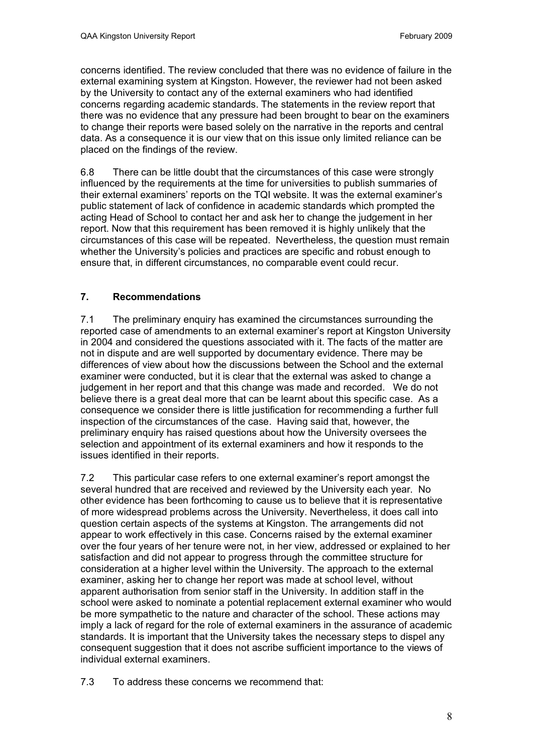concerns identified. The review concluded that there was no evidence of failure in the external examining system at Kingston. However, the reviewer had not been asked by the University to contact any of the external examiners who had identified concerns regarding academic standards. The statements in the review report that there was no evidence that any pressure had been brought to bear on the examiners to change their reports were based solely on the narrative in the reports and central data. As a consequence it is our view that on this issue only limited reliance can be placed on the findings of the review.

6.8 There can be little doubt that the circumstances of this case were strongly influenced by the requirements at the time for universities to publish summaries of their external examiners' reports on the TQI website. It was the external examiner's public statement of lack of confidence in academic standards which prompted the acting Head of School to contact her and ask her to change the judgement in her report. Now that this requirement has been removed it is highly unlikely that the circumstances of this case will be repeated. Nevertheless, the question must remain whether the University's policies and practices are specific and robust enough to ensure that, in different circumstances, no comparable event could recur.

## 7. Recommendations

7.1 The preliminary enquiry has examined the circumstances surrounding the reported case of amendments to an external examiner's report at Kingston University in 2004 and considered the questions associated with it. The facts of the matter are not in dispute and are well supported by documentary evidence. There may be differences of view about how the discussions between the School and the external examiner were conducted, but it is clear that the external was asked to change a judgement in her report and that this change was made and recorded. We do not believe there is a great deal more that can be learnt about this specific case. As a consequence we consider there is little justification for recommending a further full inspection of the circumstances of the case. Having said that, however, the preliminary enquiry has raised questions about how the University oversees the selection and appointment of its external examiners and how it responds to the issues identified in their reports.

7.2 This particular case refers to one external examiner's report amongst the several hundred that are received and reviewed by the University each year. No other evidence has been forthcoming to cause us to believe that it is representative of more widespread problems across the University. Nevertheless, it does call into question certain aspects of the systems at Kingston. The arrangements did not appear to work effectively in this case. Concerns raised by the external examiner over the four years of her tenure were not, in her view, addressed or explained to her satisfaction and did not appear to progress through the committee structure for consideration at a higher level within the University. The approach to the external examiner, asking her to change her report was made at school level, without apparent authorisation from senior staff in the University. In addition staff in the school were asked to nominate a potential replacement external examiner who would be more sympathetic to the nature and character of the school. These actions may imply a lack of regard for the role of external examiners in the assurance of academic standards. It is important that the University takes the necessary steps to dispel any consequent suggestion that it does not ascribe sufficient importance to the views of individual external examiners.

7.3 To address these concerns we recommend that: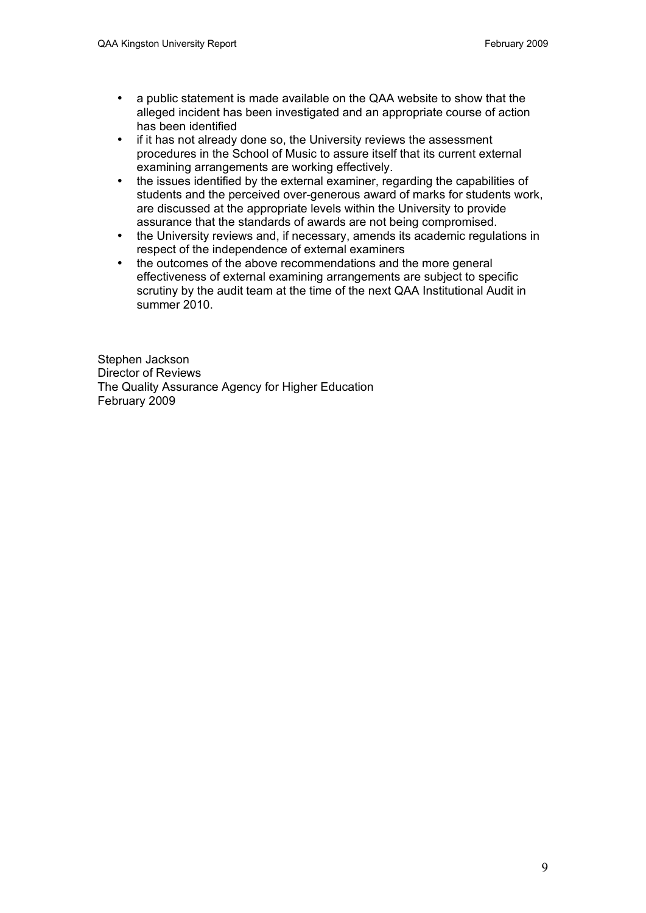- a public statement is made available on the QAA website to show that the alleged incident has been investigated and an appropriate course of action has been identified
- if it has not already done so, the University reviews the assessment procedures in the School of Music to assure itself that its current external examining arrangements are working effectively.
- the issues identified by the external examiner, regarding the capabilities of students and the perceived over-generous award of marks for students work, are discussed at the appropriate levels within the University to provide assurance that the standards of awards are not being compromised.
- the University reviews and, if necessary, amends its academic regulations in respect of the independence of external examiners
- the outcomes of the above recommendations and the more general effectiveness of external examining arrangements are subject to specific scrutiny by the audit team at the time of the next QAA Institutional Audit in summer 2010.

Stephen Jackson
Director of Reviews
The Quality Assurance Agency for Higher Education
February 2009